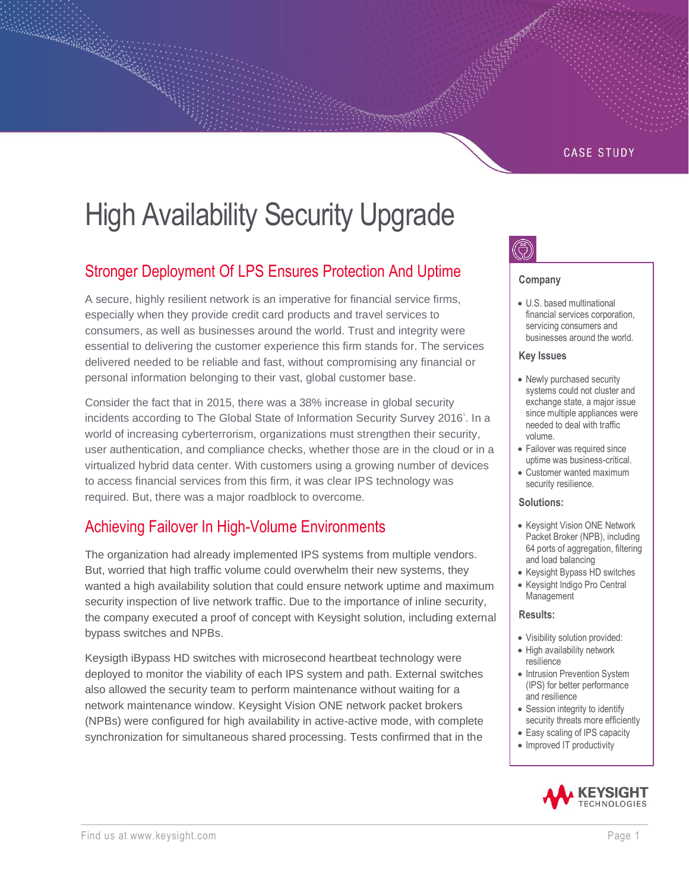CASE STUDY

# High Availability Security Upgrade

## Stronger Deployment Of LPS Ensures Protection And Uptime

A secure, highly resilient network is an imperative for financial service firms, especially when they provide credit card products and travel services to consumers, as well as businesses around the world. Trust and integrity were essential to delivering the customer experience this firm stands for. The services delivered needed to be reliable and fast, without compromising any financial or personal information belonging to their vast, global customer base.

Consider the fact that in 2015, there was a 38% increase in global security incidents according to The Global State of Information Security Survey 2016[i]. In a world of increasing cyberterrorism, organizations must strengthen their security, user authentication, and compliance checks, whether those are in the cloud or in a virtualized hybrid data center. With customers using a growing number of devices to access financial services from this firm, it was clear IPS technology was required. But, there was a major roadblock to overcome.

## Achieving Failover In High-Volume Environments

The organization had already implemented IPS systems from multiple vendors. But, worried that high traffic volume could overwhelm their new systems, they wanted a high availability solution that could ensure network uptime and maximum security inspection of live network traffic. Due to the importance of inline security, the company executed a proof of concept with Keysight solution, including external bypass switches and NPBs.

Keysigth iBypass HD switches with microsecond heartbeat technology were deployed to monitor the viability of each IPS system and path. External switches also allowed the security team to perform maintenance without waiting for a network maintenance window. Keysight Vision ONE network packet brokers (NPBs) were configured for high availability in active-active mode, with complete synchronization for simultaneous shared processing. Tests confirmed that in the

### Company

- U.S. based multinational financial services corporation, servicing consumers and businesses around the world.

### Key Issues

- Newly purchased security systems could not cluster and exchange state, a major issue since multiple appliances were needed to deal with traffic volume.
- Failover was required since uptime was business-critical.
- Customer wanted maximum security resilience.

### Solutions:

- Keysight Vision ONE Network Packet Broker (NPB), including 64 ports of aggregation, filtering and load balancing
- Keysight Bypass HD switches
- Keysight Indigo Pro Central Management

### Results:

- Visibility solution provided:
- High availability network resilience
- Intrusion Prevention System (IPS) for better performance and resilience
- Session integrity to identify security threats more efficiently
- Easy scaling of IPS capacity
- Improved IT productivity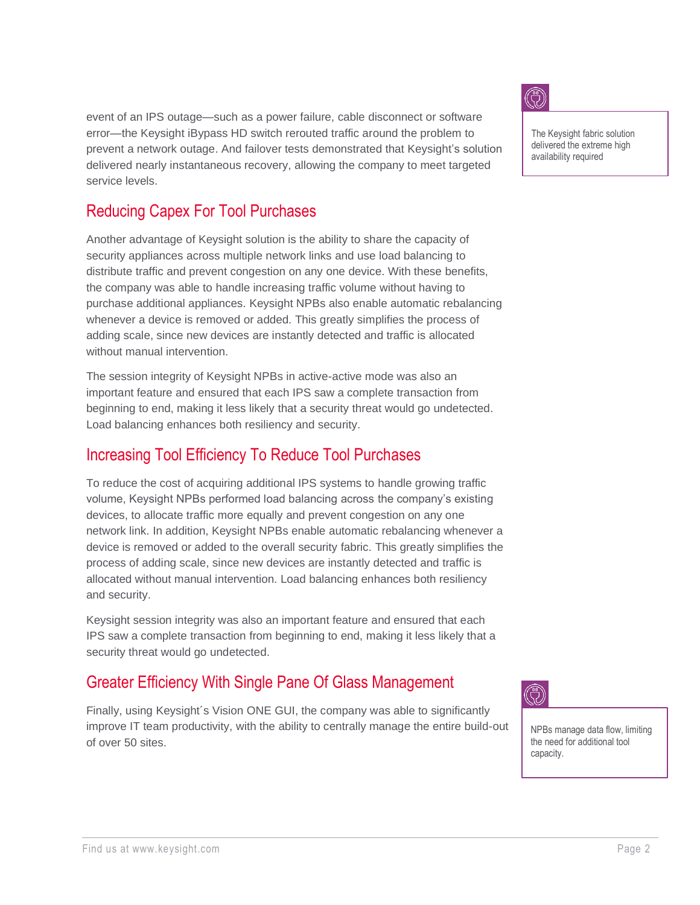event of an IPS outage—such as a power failure, cable disconnect or software error—the Keysight iBypass HD switch rerouted traffic around the problem to prevent a network outage. And failover tests demonstrated that Keysight's solution delivered nearly instantaneous recovery, allowing the company to meet targeted service levels.

> The Keysight fabric solution delivered the extreme high availability required

## Reducing Capex For Tool Purchases

Another advantage of Keysight solution is the ability to share the capacity of security appliances across multiple network links and use load balancing to distribute traffic and prevent congestion on any one device. With these benefits, the company was able to handle increasing traffic volume without having to purchase additional appliances. Keysight NPBs also enable automatic rebalancing whenever a device is removed or added. This greatly simplifies the process of adding scale, since new devices are instantly detected and traffic is allocated without manual intervention.

The session integrity of Keysight NPBs in active-active mode was also an important feature and ensured that each IPS saw a complete transaction from beginning to end, making it less likely that a security threat would go undetected. Load balancing enhances both resiliency and security.

## Increasing Tool Efficiency To Reduce Tool Purchases

To reduce the cost of acquiring additional IPS systems to handle growing traffic volume, Keysight NPBs performed load balancing across the company's existing devices, to allocate traffic more equally and prevent congestion on any one network link. In addition, Keysight NPBs enable automatic rebalancing whenever a device is removed or added to the overall security fabric. This greatly simplifies the process of adding scale, since new devices are instantly detected and traffic is allocated without manual intervention. Load balancing enhances both resiliency and security.

Keysight session integrity was also an important feature and ensured that each IPS saw a complete transaction from beginning to end, making it less likely that a security threat would go undetected.

## Greater Efficiency With Single Pane Of Glass Management

Finally, using Keysight´s Vision ONE GUI, the company was able to significantly improve IT team productivity, with the ability to centrally manage the entire build-out of over 50 sites.

> NPBs manage data flow, limiting the need for additional tool capacity.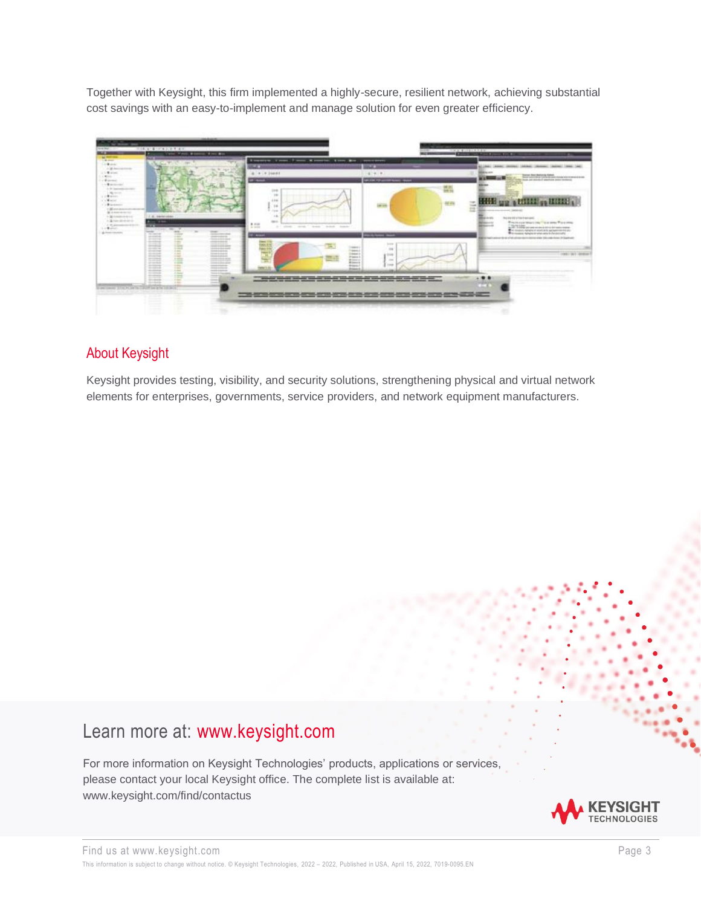Together with Keysight, this firm implemented a highly-secure, resilient network, achieving substantial cost savings with an easy-to-implement and manage solution for even greater efficiency.

## About Keysight

Keysight provides testing, visibility, and security solutions, strengthening physical and virtual network elements for enterprises, governments, service providers, and network equipment manufacturers.

## Learn more at: www.keysight.com

For more information on Keysight Technologies' products, applications or services, please contact your local Keysight office. The complete list is available at: www.keysight.com/find/contactus

This information is subject to change without notice. © Keysight Technologies, 2022 – 2022, Published in USA, April 15, 2022, 7019-0095.EN